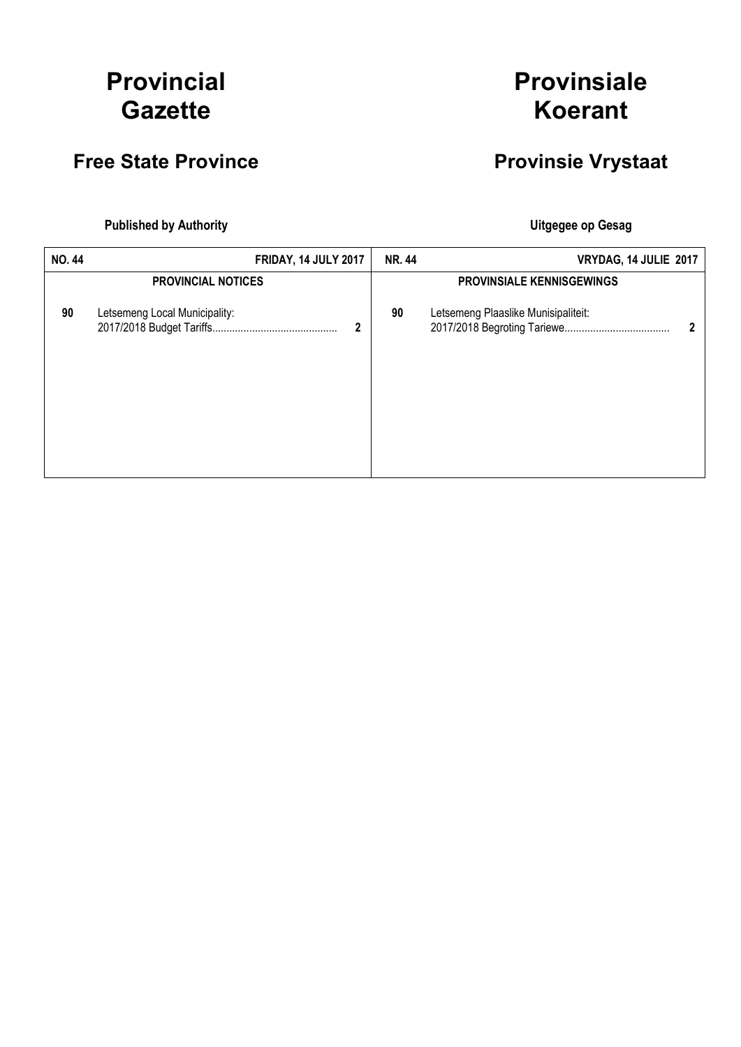# Provincial Gazette

## Free State Province

**Published by Authority**

# Provinsiale Koerant

## Provinsie Vrystaat

**Uitgegee op Gesag**

| **NO. 44** | **FRIDAY, 14 JULY 2017** | | **NR. 44** | **VRYDAG, 14 JULIE 2017** | |
|---|---|---|---|---|---|
| | **PROVINCIAL NOTICES** | | | **PROVINSIALE KENNISGEWINGS** | |
| **90** | Letsemeng Local Municipality: 2017/2018 Budget Tariffs | **2** | **90** | Letsemeng Plaaslike Munisipaliteit: 2017/2018 Begroting Tariewe | **2** |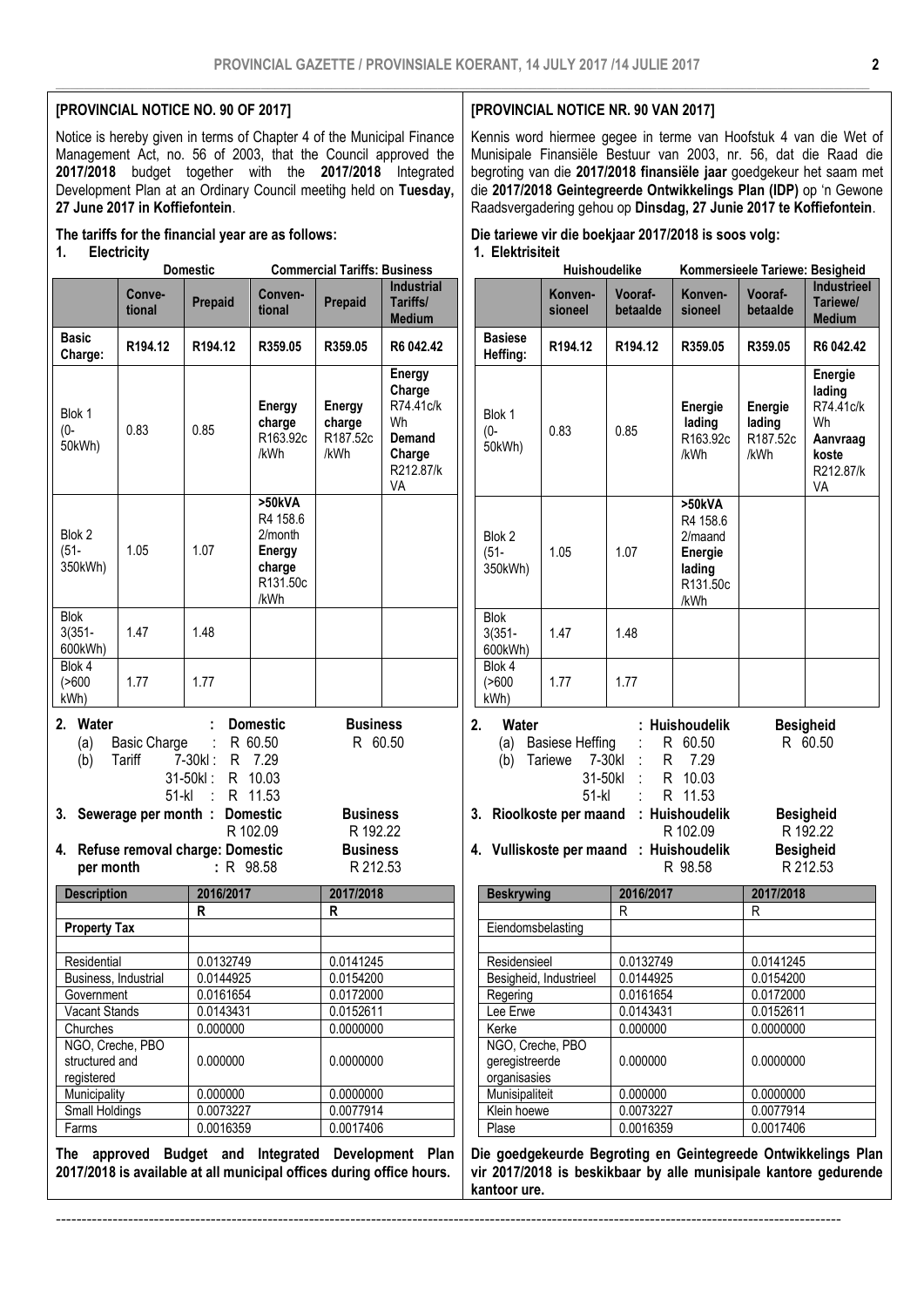**[PROVINCIAL NOTICE NO. 90 OF 2017]**

Notice is hereby given in terms of Chapter 4 of the Municipal Finance Management Act, no. 56 of 2003, that the Council approved the **2017/2018** budget together with the **2017/2018** Integrated Development Plan at an Ordinary Council meetihg held on **Tuesday, 27 June 2017 in Koffiefontein**.

**The tariffs for the financial year are as follows:**

**1. Electricity**

| | Domestic | | Commercial Tariffs: Business | | |
|---|---|---|---|---|---|
| | **Conve-tional** | **Prepaid** | **Conven-tional** | **Prepaid** | **Industrial Tariffs/ Medium** |
| **Basic Charge:** | **R194.12** | **R194.12** | **R359.05** | **R359.05** | **R6 042.42** |
| Blok 1 (0-50kWh) | 0.83 | 0.85 | **Energy charge** R163.92c /kWh | **Energy charge** R187.52c /kWh | **Energy Charge** R74.41c/kWh **Demand Charge** R212.87/kVA |
| Blok 2 (51-350kWh) | 1.05 | 1.07 | **>50kVA** R4 158.62/month **Energy charge** R131.50c /kWh | | |
| Blok 3(351-600kWh) | 1.47 | 1.48 | | | |
| Blok 4 (>600 kWh) | 1.77 | 1.77 | | | |

**2. Water** : **Domestic** **Business**

(a) Basic Charge : R 60.50 R 60.50

(b) Tariff 7-30kl : R 7.29

31-50kl : R 10.03

51-kl : R 11.53

**3. Sewerage per month : Domestic** R 102.09 **Business** R 192.22

**4. Refuse removal charge per month : Domestic** R 98.58 **Business** R 212.53

| **Description** | **2016/2017** | **2017/2018** |
|---|---|---|
| | **R** | **R** |
| **Property Tax** | | |
| | | |
| Residential | 0.0132749 | 0.0141245 |
| Business, Industrial | 0.0144925 | 0.0154200 |
| Government | 0.0161654 | 0.0172000 |
| Vacant Stands | 0.0143431 | 0.0152611 |
| Churches | 0.000000 | 0.0000000 |
| NGO, Creche, PBO structured and registered | 0.000000 | 0.0000000 |
| Municipality | 0.000000 | 0.0000000 |
| Small Holdings | 0.0073227 | 0.0077914 |
| Farms | 0.0016359 | 0.0017406 |

**The approved Budget and Integrated Development Plan 2017/2018 is available at all municipal offices during office hours.**

**[PROVINCIAL NOTICE NR. 90 VAN 2017]**

Kennis word hiermee gegee in terme van Hoofstuk 4 van die Wet of Munisipale Finansiële Bestuur van 2003, nr. 56, dat die Raad die begroting van die **2017/2018 finansiële jaar** goedgekeur het saam met die **2017/2018 Geintegreerde Ontwikkelings Plan (IDP)** op 'n Gewone Raadsvergadering gehou op **Dinsdag, 27 Junie 2017 te Koffiefontein**.

**Die tariewe vir die boekjaar 2017/2018 is soos volg:**

**1. Elektrisiteit**

| | Huishoudelike | | Kommersieele Tariewe: Besigheid | | |
|---|---|---|---|---|---|
| | **Konven-sioneel** | **Vooraf-betaalde** | **Konven-sioneel** | **Vooraf-betaalde** | **Industrieel Tariewe/ Medium** |
| **Basiese Heffing:** | **R194.12** | **R194.12** | **R359.05** | **R359.05** | **R6 042.42** |
| Blok 1 (0-50kWh) | 0.83 | 0.85 | **Energie lading** R163.92c /kWh | **Energie lading** R187.52c /kWh | **Energie lading** R74.41c/kWh **Aanvraag koste** R212.87/kVA |
| Blok 2 (51-350kWh) | 1.05 | 1.07 | **>50kVA** R4 158.62/maand **Energie lading** R131.50c /kWh | | |
| Blok 3(351-600kWh) | 1.47 | 1.48 | | | |
| Blok 4 (>600 kWh) | 1.77 | 1.77 | | | |

**2. Water** : **Huishoudelik** **Besigheid**

(a) Basiese Heffing : R 60.50 R 60.50

(b) Tariewe 7-30kl : R 7.29

31-50kl : R 10.03

51-kl : R 11.53

**3. Rioolkoste per maand : Huishoudelik** R 102.09 **Besigheid** R 192.22

**4. Vulliskoste per maand : Huishoudelik** R 98.58 **Besigheid** R 212.53

| **Beskrywing** | **2016/2017** | **2017/2018** |
|---|---|---|
| | R | R |
| Eiendomsbelasting | | |
| | | |
| Residensieel | 0.0132749 | 0.0141245 |
| Besigheid, Industrieel | 0.0144925 | 0.0154200 |
| Regering | 0.0161654 | 0.0172000 |
| Lee Erwe | 0.0143431 | 0.0152611 |
| Kerke | 0.000000 | 0.0000000 |
| NGO, Creche, PBO geregistreerde organisasies | 0.000000 | 0.0000000 |
| Munisipaliteit | 0.000000 | 0.0000000 |
| Klein hoewe | 0.0073227 | 0.0077914 |
| Plase | 0.0016359 | 0.0017406 |

**Die goedgekeurde Begroting en Geintegreede Ontwikkelings Plan vir 2017/2018 is beskikbaar by alle munisipale kantore gedurende kantoor ure.**